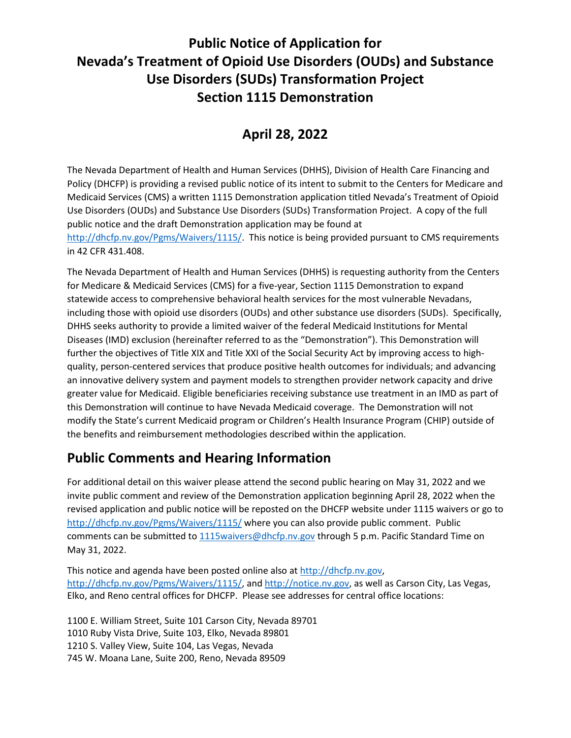# Public Notice of Application for Nevada's Treatment of Opioid Use Disorders (OUDs) and Substance Use Disorders (SUDs) Transformation Project Section 1115 Demonstration

## April 28, 2022

The Nevada Department of Health and Human Services (DHHS), Division of Health Care Financing and Policy (DHCFP) is providing a revised public notice of its intent to submit to the Centers for Medicare and Medicaid Services (CMS) a written 1115 Demonstration application titled Nevada's Treatment of Opioid Use Disorders (OUDs) and Substance Use Disorders (SUDs) Transformation Project. A copy of the full public notice and the draft Demonstration application may be found at http://dhcfp.nv.gov/Pgms/Waivers/1115/. This notice is being provided pursuant to CMS requirements in 42 CFR 431.408.

The Nevada Department of Health and Human Services (DHHS) is requesting authority from the Centers for Medicare & Medicaid Services (CMS) for a five-year, Section 1115 Demonstration to expand statewide access to comprehensive behavioral health services for the most vulnerable Nevadans, including those with opioid use disorders (OUDs) and other substance use disorders (SUDs). Specifically, DHHS seeks authority to provide a limited waiver of the federal Medicaid Institutions for Mental Diseases (IMD) exclusion (hereinafter referred to as the "Demonstration"). This Demonstration will further the objectives of Title XIX and Title XXI of the Social Security Act by improving access to high-quality, person-centered services that produce positive health outcomes for individuals; and advancing an innovative delivery system and payment models to strengthen provider network capacity and drive greater value for Medicaid. Eligible beneficiaries receiving substance use treatment in an IMD as part of this Demonstration will continue to have Nevada Medicaid coverage. The Demonstration will not modify the State's current Medicaid program or Children's Health Insurance Program (CHIP) outside of the benefits and reimbursement methodologies described within the application.

## Public Comments and Hearing Information

For additional detail on this waiver please attend the second public hearing on May 31, 2022 and we invite public comment and review of the Demonstration application beginning April 28, 2022 when the revised application and public notice will be reposted on the DHCFP website under 1115 waivers or go to http://dhcfp.nv.gov/Pgms/Waivers/1115/ where you can also provide public comment. Public comments can be submitted to 1115waivers@dhcfp.nv.gov through 5 p.m. Pacific Standard Time on May 31, 2022.

This notice and agenda have been posted online also at http://dhcfp.nv.gov, http://dhcfp.nv.gov/Pgms/Waivers/1115/, and http://notice.nv.gov, as well as Carson City, Las Vegas, Elko, and Reno central offices for DHCFP. Please see addresses for central office locations:

1100 E. William Street, Suite 101 Carson City, Nevada 89701  
1010 Ruby Vista Drive, Suite 103, Elko, Nevada 89801  
1210 S. Valley View, Suite 104, Las Vegas, Nevada  
745 W. Moana Lane, Suite 200, Reno, Nevada 89509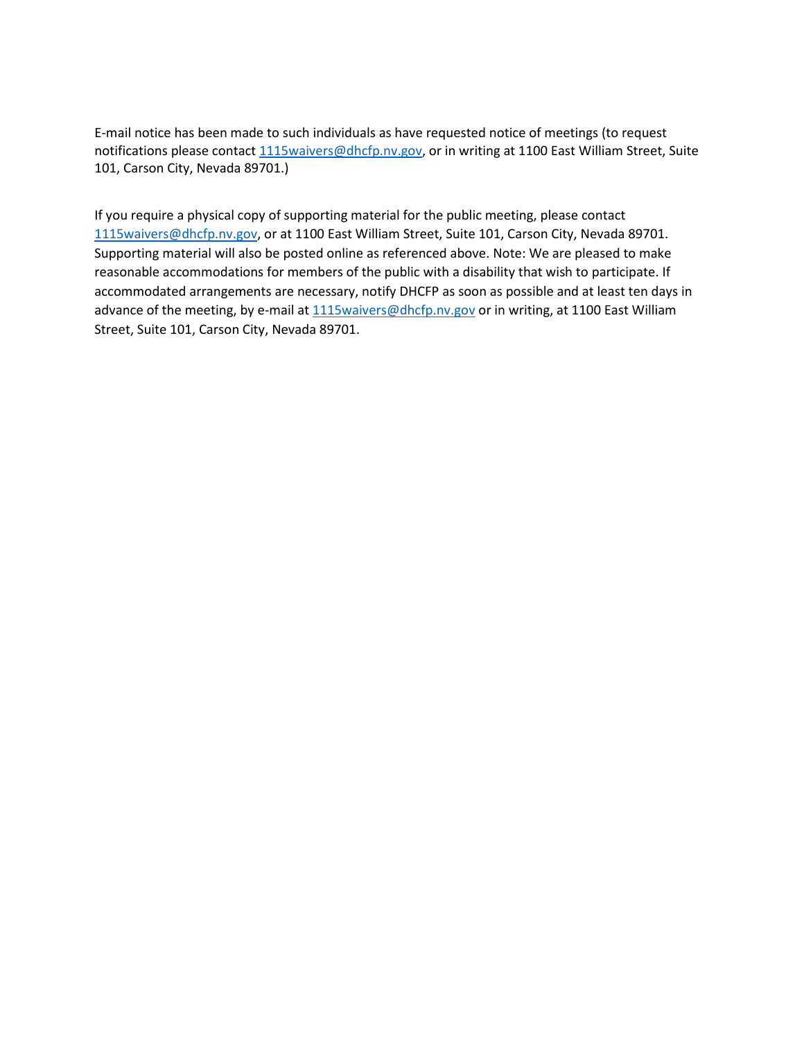E-mail notice has been made to such individuals as have requested notice of meetings (to request notifications please contact 1115waivers@dhcfp.nv.gov, or in writing at 1100 East William Street, Suite 101, Carson City, Nevada 89701.)

If you require a physical copy of supporting material for the public meeting, please contact 1115waivers@dhcfp.nv.gov, or at 1100 East William Street, Suite 101, Carson City, Nevada 89701. Supporting material will also be posted online as referenced above. Note: We are pleased to make reasonable accommodations for members of the public with a disability that wish to participate. If accommodated arrangements are necessary, notify DHCFP as soon as possible and at least ten days in advance of the meeting, by e-mail at 1115waivers@dhcfp.nv.gov or in writing, at 1100 East William Street, Suite 101, Carson City, Nevada 89701.